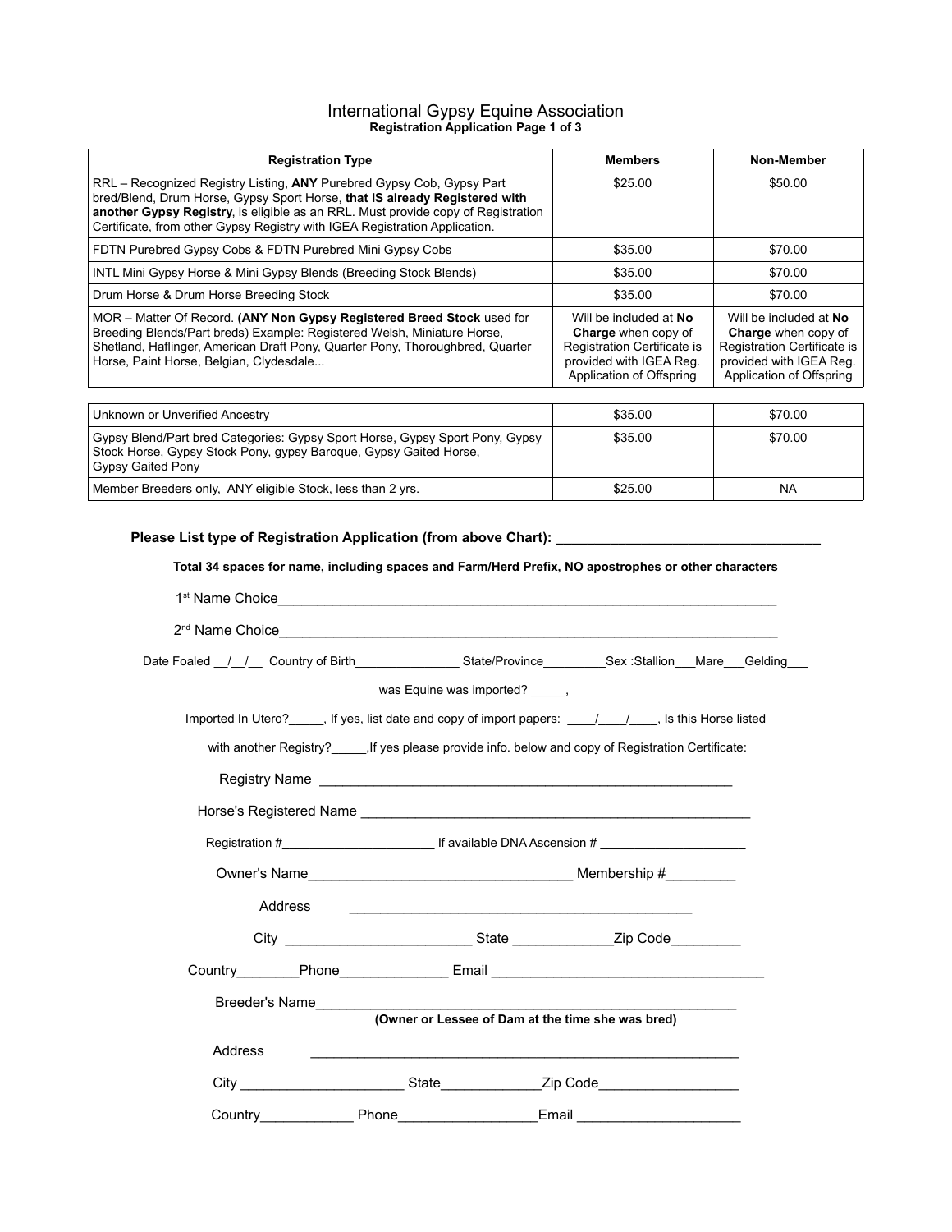# International Gypsy Equine Association

**Registration Application Page 1 of 3**

| Registration Type | Members | Non-Member |
|---|---|---|
| RRL – Recognized Registry Listing, **ANY** Purebred Gypsy Cob, Gypsy Part bred/Blend, Drum Horse, Gypsy Sport Horse, **that IS already Registered with another Gypsy Registry**, is eligible as an RRL. Must provide copy of Registration Certificate, from other Gypsy Registry with IGEA Registration Application. | $25.00 | $50.00 |
| FDTN Purebred Gypsy Cobs & FDTN Purebred Mini Gypsy Cobs | $35.00 | $70.00 |
| INTL Mini Gypsy Horse & Mini Gypsy Blends (Breeding Stock Blends) | $35.00 | $70.00 |
| Drum Horse & Drum Horse Breeding Stock | $35.00 | $70.00 |
| MOR – Matter Of Record. **(ANY Non Gypsy Registered Breed Stock** used for Breeding Blends/Part breds) Example: Registered Welsh, Miniature Horse, Shetland, Haflinger, American Draft Pony, Quarter Pony, Thoroughbred, Quarter Horse, Paint Horse, Belgian, Clydesdale... | Will be included at **No Charge** when copy of Registration Certificate is provided with IGEA Reg. Application of Offspring | Will be included at **No Charge** when copy of Registration Certificate is provided with IGEA Reg. Application of Offspring |

| | | |
|---|---|---|
| Unknown or Unverified Ancestry | $35.00 | $70.00 |
| Gypsy Blend/Part bred Categories: Gypsy Sport Horse, Gypsy Sport Pony, Gypsy Stock Horse, Gypsy Stock Pony, gypsy Baroque, Gypsy Gaited Horse, Gypsy Gaited Pony | $35.00 | $70.00 |
| Member Breeders only, ANY eligible Stock, less than 2 yrs. | $25.00 | NA |

**Please List type of Registration Application (from above Chart): ________________________________**

**Total 34 spaces for name, including spaces and Farm/Herd Prefix, NO apostrophes or other characters**

1st Name Choice_________________________________________________________________

2nd Name Choice_________________________________________________________________

Date Foaled __/__/__ Country of Birth_______________ State/Province_________Sex :Stallion___Mare___Gelding___

was Equine was imported? _____,

Imported In Utero?_____, If yes, list date and copy of import papers: ____/____/____, Is this Horse listed

with another Registry?_____,If yes please provide info. below and copy of Registration Certificate:

Registry Name ______________________________________________________

Horse's Registered Name ____________________________________________________

Registration #______________________ If available DNA Ascension # ____________________

Owner's Name__________________________________ Membership #_________

Address ____________________________________________

City ________________________ State _____________Zip Code_________

Country________Phone______________ Email __________________________________

Breeder's Name______________________________________________________

**(Owner or Lessee of Dam at the time she was bred)**

Address ______________________________________________________

City _____________________ State_____________Zip Code__________________

Country____________ Phone_________________Email _____________________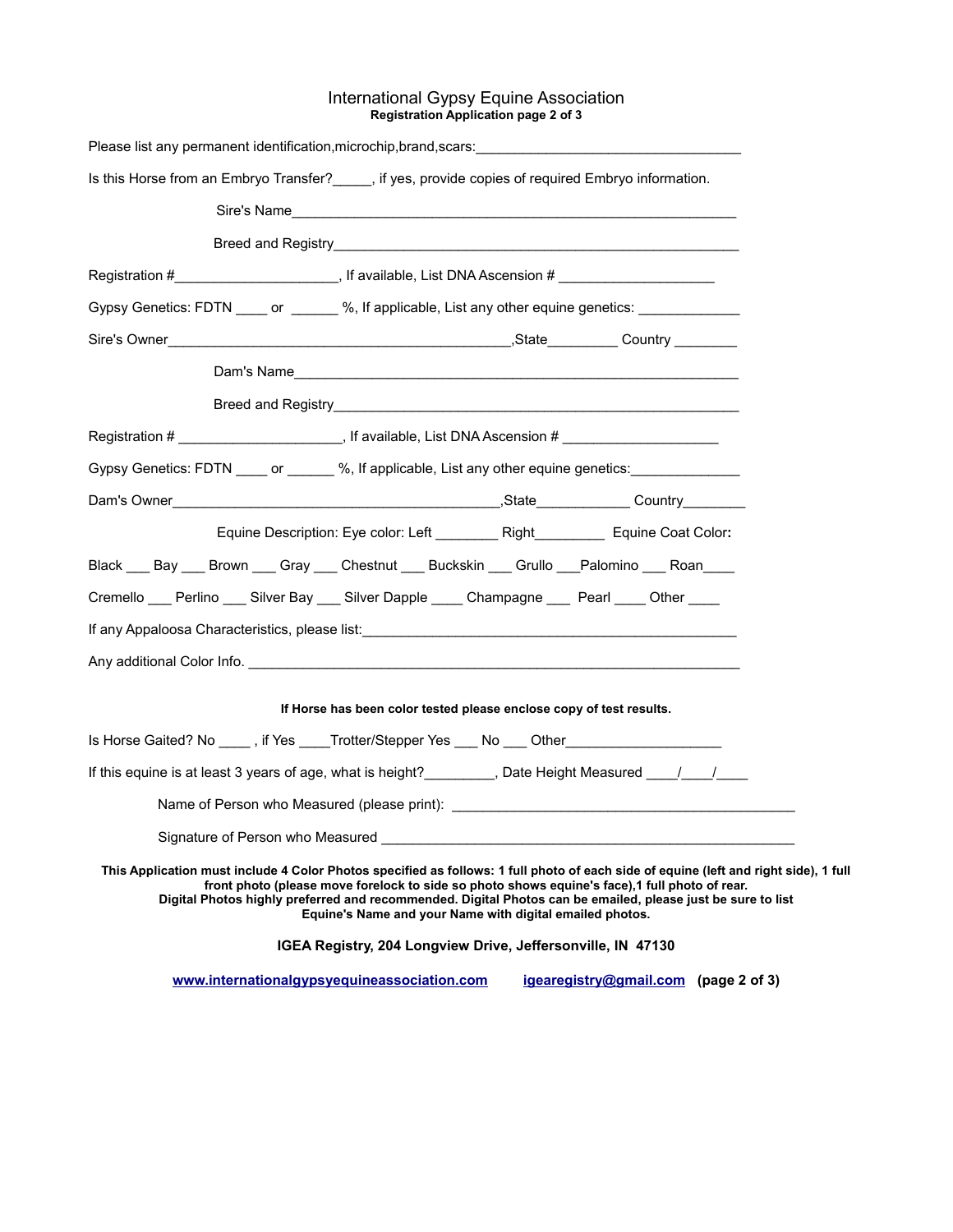# International Gypsy Equine Association

**Registration Application page 2 of 3**

Please list any permanent identification,microchip,brand,scars:_________________________________

Is this Horse from an Embryo Transfer?_____, if yes, provide copies of required Embryo information.

Sire's Name__________________________________________________________

Breed and Registry____________________________________________________

Registration #____________________, If available, List DNA Ascension # ___________________

Gypsy Genetics: FDTN ____ or ______ %, If applicable, List any other equine genetics: _____________

Sire's Owner____________________________________________,State_________ Country ________

Dam's Name__________________________________________________________

Breed and Registry____________________________________________________

Registration # ____________________, If available, List DNA Ascension # ___________________

Gypsy Genetics: FDTN ____ or ______ %, If applicable, List any other equine genetics:_____________

Dam's Owner__________________________________________,State____________ Country________

Equine Description: Eye color: Left ________ Right_________ Equine Coat Color:

Black ___ Bay ___ Brown ___ Gray ___ Chestnut ___ Buckskin ___ Grullo ___Palomino ___ Roan____

Cremello ___ Perlino ___ Silver Bay ___ Silver Dapple ____ Champagne ___ Pearl ____ Other ____

If any Appaloosa Characteristics, please list:_______________________________________________

Any additional Color Info. _____________________________________________________________

**If Horse has been color tested please enclose copy of test results.**

Is Horse Gaited? No ____ , if Yes ____Trotter/Stepper Yes ___ No ___ Other___________________

If this equine is at least 3 years of age, what is height?_________, Date Height Measured ____/____/____

Name of Person who Measured (please print): ___________________________________________

Signature of Person who Measured ____________________________________________________

**This Application must include 4 Color Photos specified as follows: 1 full photo of each side of equine (left and right side), 1 full front photo (please move forelock to side so photo shows equine's face),1 full photo of rear. Digital Photos highly preferred and recommended. Digital Photos can be emailed, please just be sure to list Equine's Name and your Name with digital emailed photos.**

**IGEA Registry, 204 Longview Drive, Jeffersonville, IN 47130**

www.internationalgypsyequineassociation.com igearegistry@gmail.com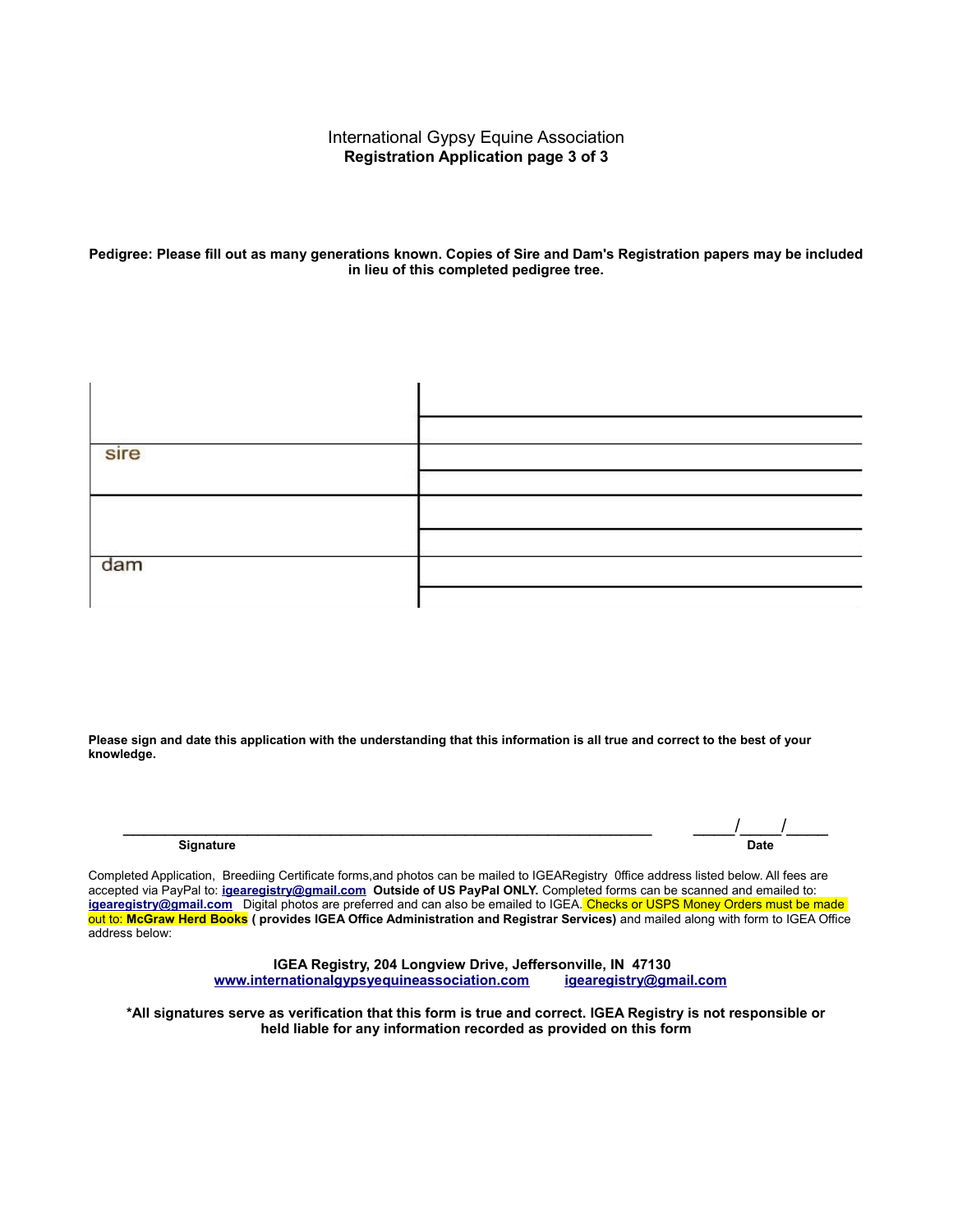International Gypsy Equine Association

**Registration Application page 3 of 3**

**Pedigree: Please fill out as many generations known. Copies of Sire and Dam's Registration papers may be included in lieu of this completed pedigree tree.**

| | |
|---|---|
| | |
| sire | |
| | |
| dam | |

**Please sign and date this application with the understanding that this information is all true and correct to the best of your knowledge.**

______________________________________________________________ _____/_____/_____

**Signature** **Date**

Completed Application, Breediing Certificate forms,and photos can be mailed to IGEARegistry 0ffice address listed below. All fees are accepted via PayPal to: **igearegistry@gmail.com** **Outside of US PayPal ONLY.** Completed forms can be scanned and emailed to: **igearegistry@gmail.com** Digital photos are preferred and can also be emailed to IGEA. Checks or USPS Money Orders must be made out to: **McGraw Herd Books** **( provides IGEA Office Administration and Registrar Services)** and mailed along with form to IGEA Office address below:

**IGEA Registry, 204 Longview Drive, Jeffersonville, IN 47130**
**www.internationalgypsyequineassociation.com** **igearegistry@gmail.com**

**\*All signatures serve as verification that this form is true and correct. IGEA Registry is not responsible or held liable for any information recorded as provided on this form**